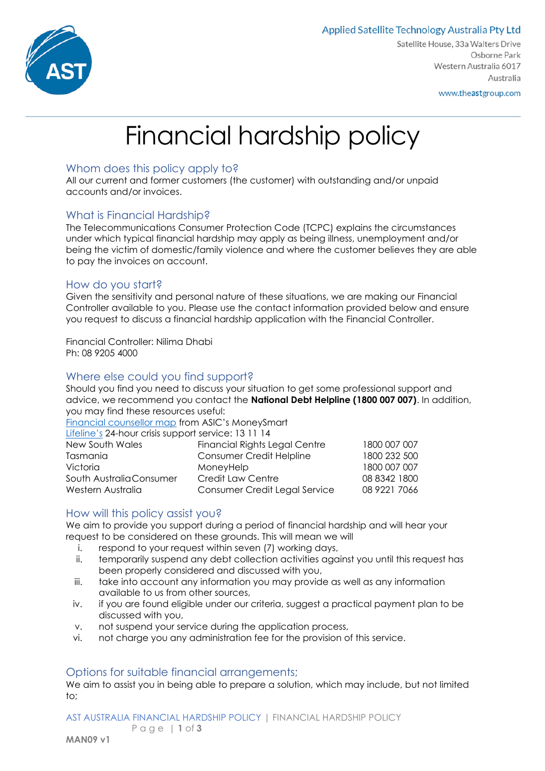Applied Satellite Technology Australia Pty Ltd
Satellite House, 33a Walters Drive
Osborne Park
Western Australia 6017
Australia

www.theastgroup.com

# Financial hardship policy

## Whom does this policy apply to?

All our current and former customers (the customer) with outstanding and/or unpaid accounts and/or invoices.

## What is Financial Hardship?

The Telecommunications Consumer Protection Code (TCPC) explains the circumstances under which typical financial hardship may apply as being illness, unemployment and/or being the victim of domestic/family violence and where the customer believes they are able to pay the invoices on account.

## How do you start?

Given the sensitivity and personal nature of these situations, we are making our Financial Controller available to you. Please use the contact information provided below and ensure you request to discuss a financial hardship application with the Financial Controller.

Financial Controller: Nilima Dhabi
Ph: 08 9205 4000

## Where else could you find support?

Should you find you need to discuss your situation to get some professional support and advice, we recommend you contact the **National Debt Helpline (1800 007 007)**. In addition, you may find these resources useful:

Financial counsellor map from ASIC's MoneySmart
Lifeline's 24-hour crisis support service: 13 11 14

| | | |
|---|---|---|
| New South Wales | Financial Rights Legal Centre | 1800 007 007 |
| Tasmania | Consumer Credit Helpline | 1800 232 500 |
| Victoria | MoneyHelp | 1800 007 007 |
| South Australia | Consumer Credit Law Centre | 08 8342 1800 |
| Western Australia | Consumer Credit Legal Service | 08 9221 7066 |

## How will this policy assist you?

We aim to provide you support during a period of financial hardship and will hear your request to be considered on these grounds. This will mean we will

i. respond to your request within seven (7) working days,
ii. temporarily suspend any debt collection activities against you until this request has been properly considered and discussed with you,
iii. take into account any information you may provide as well as any information available to us from other sources,
iv. if you are found eligible under our criteria, suggest a practical payment plan to be discussed with you,
v. not suspend your service during the application process,
vi. not charge you any administration fee for the provision of this service.

## Options for suitable financial arrangements;

We aim to assist you in being able to prepare a solution, which may include, but not limited to;

MAN09 v1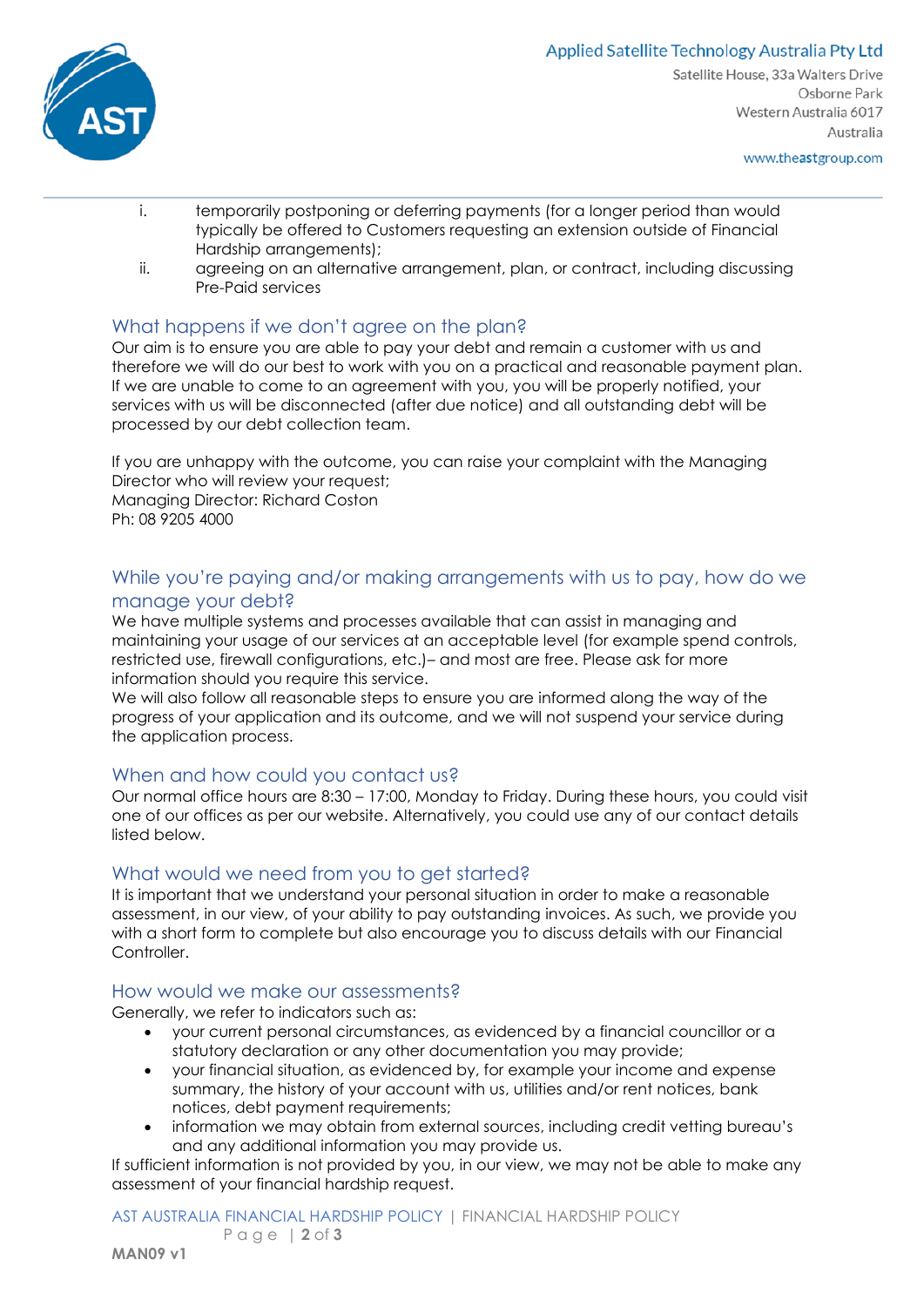i. temporarily postponing or deferring payments (for a longer period than would typically be offered to Customers requesting an extension outside of Financial Hardship arrangements);
ii. agreeing on an alternative arrangement, plan, or contract, including discussing Pre-Paid services

## What happens if we don't agree on the plan?

Our aim is to ensure you are able to pay your debt and remain a customer with us and therefore we will do our best to work with you on a practical and reasonable payment plan. If we are unable to come to an agreement with you, you will be properly notified, your services with us will be disconnected (after due notice) and all outstanding debt will be processed by our debt collection team.

If you are unhappy with the outcome, you can raise your complaint with the Managing Director who will review your request;
Managing Director: Richard Coston
Ph: 08 9205 4000

## While you're paying and/or making arrangements with us to pay, how do we manage your debt?

We have multiple systems and processes available that can assist in managing and maintaining your usage of our services at an acceptable level (for example spend controls, restricted use, firewall configurations, etc.)– and most are free. Please ask for more information should you require this service.
We will also follow all reasonable steps to ensure you are informed along the way of the progress of your application and its outcome, and we will not suspend your service during the application process.

## When and how could you contact us?

Our normal office hours are 8:30 – 17:00, Monday to Friday. During these hours, you could visit one of our offices as per our website. Alternatively, you could use any of our contact details listed below.

## What would we need from you to get started?

It is important that we understand your personal situation in order to make a reasonable assessment, in our view, of your ability to pay outstanding invoices. As such, we provide you with a short form to complete but also encourage you to discuss details with our Financial Controller.

## How would we make our assessments?

Generally, we refer to indicators such as:

- your current personal circumstances, as evidenced by a financial councillor or a statutory declaration or any other documentation you may provide;
- your financial situation, as evidenced by, for example your income and expense summary, the history of your account with us, utilities and/or rent notices, bank notices, debt payment requirements;
- information we may obtain from external sources, including credit vetting bureau's and any additional information you may provide us.

If sufficient information is not provided by you, in our view, we may not be able to make any assessment of your financial hardship request.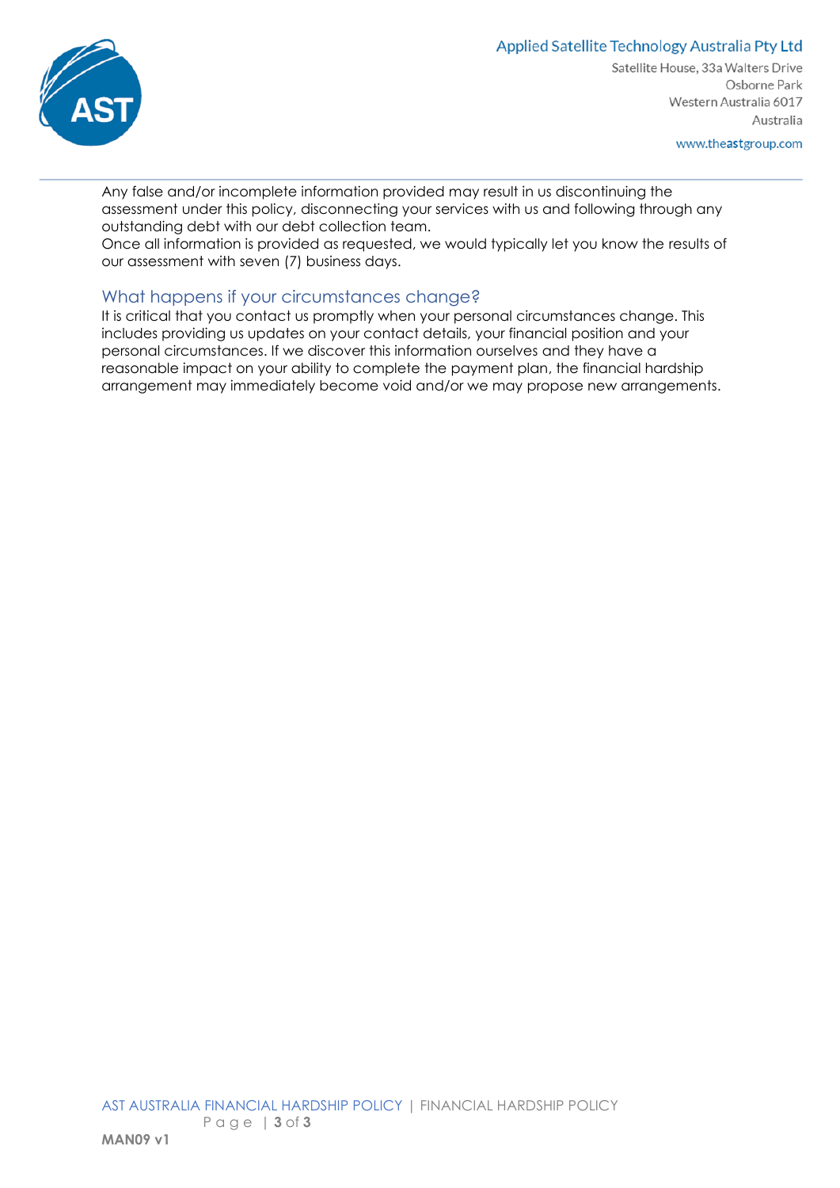Any false and/or incomplete information provided may result in us discontinuing the assessment under this policy, disconnecting your services with us and following through any outstanding debt with our debt collection team.
Once all information is provided as requested, we would typically let you know the results of our assessment with seven (7) business days.

## What happens if your circumstances change?

It is critical that you contact us promptly when your personal circumstances change. This includes providing us updates on your contact details, your financial position and your personal circumstances. If we discover this information ourselves and they have a reasonable impact on your ability to complete the payment plan, the financial hardship arrangement may immediately become void and/or we may propose new arrangements.